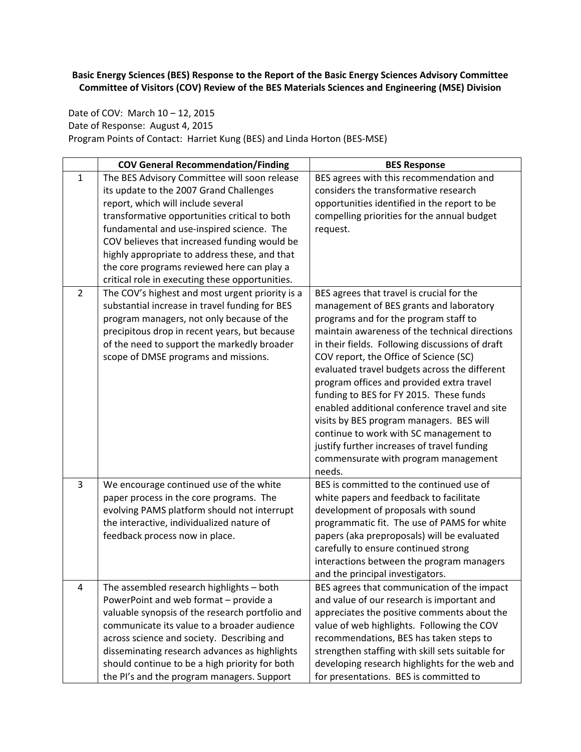**Basic Energy Sciences (BES) Response to the Report of the Basic Energy Sciences Advisory Committee Committee of Visitors (COV) Review of the BES Materials Sciences and Engineering (MSE) Division**

Date of COV: March 10 – 12, 2015
Date of Response: August 4, 2015
Program Points of Contact: Harriet Kung (BES) and Linda Horton (BES-MSE)

| | COV General Recommendation/Finding | BES Response |
|---|---|---|
| 1 | The BES Advisory Committee will soon release its update to the 2007 Grand Challenges report, which will include several transformative opportunities critical to both fundamental and use-inspired science. The COV believes that increased funding would be highly appropriate to address these, and that the core programs reviewed here can play a critical role in executing these opportunities. | BES agrees with this recommendation and considers the transformative research opportunities identified in the report to be compelling priorities for the annual budget request. |
| 2 | The COV's highest and most urgent priority is a substantial increase in travel funding for BES program managers, not only because of the precipitous drop in recent years, but because of the need to support the markedly broader scope of DMSE programs and missions. | BES agrees that travel is crucial for the management of BES grants and laboratory programs and for the program staff to maintain awareness of the technical directions in their fields. Following discussions of draft COV report, the Office of Science (SC) evaluated travel budgets across the different program offices and provided extra travel funding to BES for FY 2015. These funds enabled additional conference travel and site visits by BES program managers. BES will continue to work with SC management to justify further increases of travel funding commensurate with program management needs. |
| 3 | We encourage continued use of the white paper process in the core programs. The evolving PAMS platform should not interrupt the interactive, individualized nature of feedback process now in place. | BES is committed to the continued use of white papers and feedback to facilitate development of proposals with sound programmatic fit. The use of PAMS for white papers (aka preproposals) will be evaluated carefully to ensure continued strong interactions between the program managers and the principal investigators. |
| 4 | The assembled research highlights – both PowerPoint and web format – provide a valuable synopsis of the research portfolio and communicate its value to a broader audience across science and society. Describing and disseminating research advances as highlights should continue to be a high priority for both the PI's and the program managers. Support | BES agrees that communication of the impact and value of our research is important and appreciates the positive comments about the value of web highlights. Following the COV recommendations, BES has taken steps to strengthen staffing with skill sets suitable for developing research highlights for the web and for presentations. BES is committed to |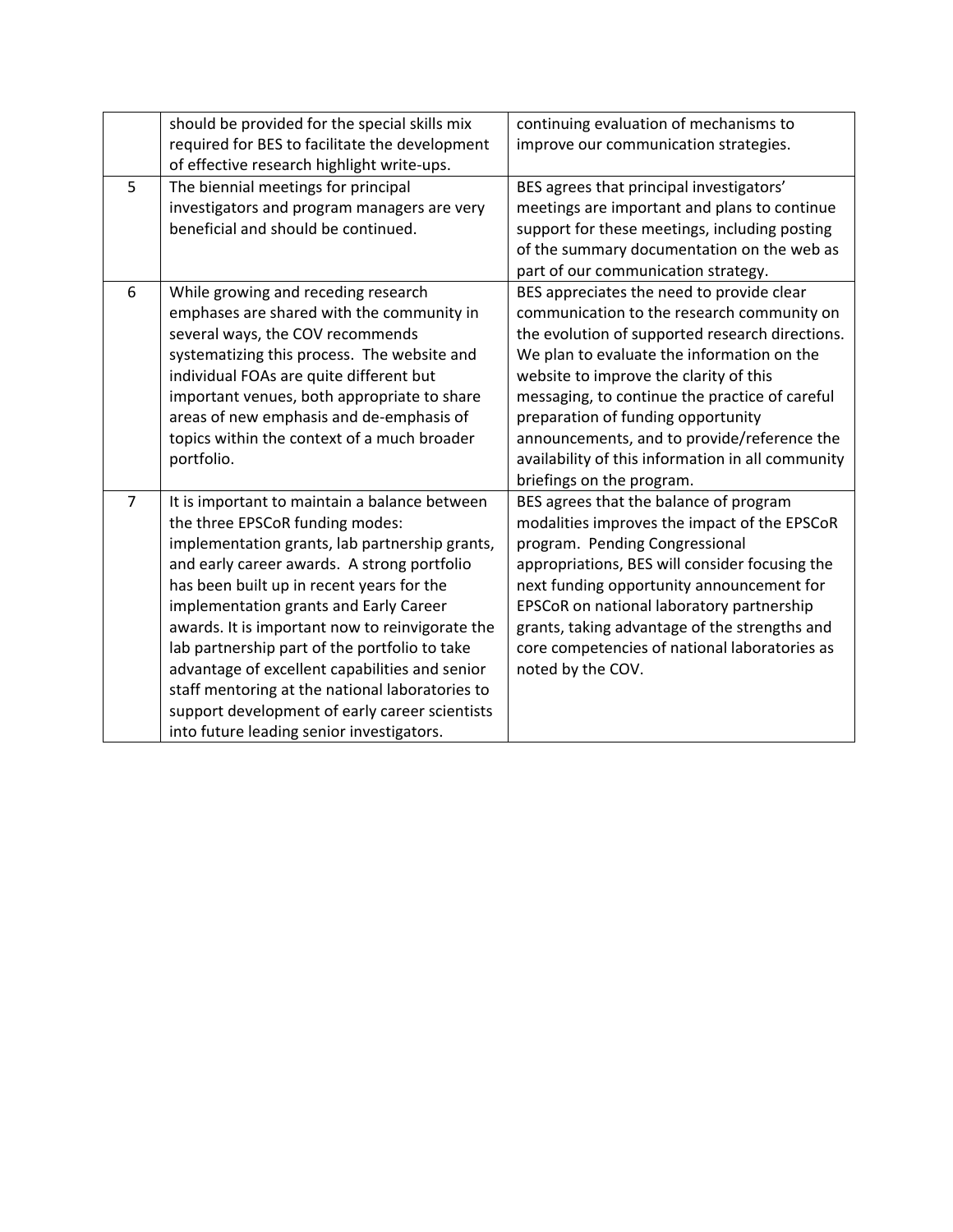| | | |
|---|---|---|
| | should be provided for the special skills mix required for BES to facilitate the development of effective research highlight write-ups. | continuing evaluation of mechanisms to improve our communication strategies. |
| 5 | The biennial meetings for principal investigators and program managers are very beneficial and should be continued. | BES agrees that principal investigators' meetings are important and plans to continue support for these meetings, including posting of the summary documentation on the web as part of our communication strategy. |
| 6 | While growing and receding research emphases are shared with the community in several ways, the COV recommends systematizing this process. The website and individual FOAs are quite different but important venues, both appropriate to share areas of new emphasis and de-emphasis of topics within the context of a much broader portfolio. | BES appreciates the need to provide clear communication to the research community on the evolution of supported research directions. We plan to evaluate the information on the website to improve the clarity of this messaging, to continue the practice of careful preparation of funding opportunity announcements, and to provide/reference the availability of this information in all community briefings on the program. |
| 7 | It is important to maintain a balance between the three EPSCoR funding modes: implementation grants, lab partnership grants, and early career awards. A strong portfolio has been built up in recent years for the implementation grants and Early Career awards. It is important now to reinvigorate the lab partnership part of the portfolio to take advantage of excellent capabilities and senior staff mentoring at the national laboratories to support development of early career scientists into future leading senior investigators. | BES agrees that the balance of program modalities improves the impact of the EPSCoR program. Pending Congressional appropriations, BES will consider focusing the next funding opportunity announcement for EPSCoR on national laboratory partnership grants, taking advantage of the strengths and core competencies of national laboratories as noted by the COV. |